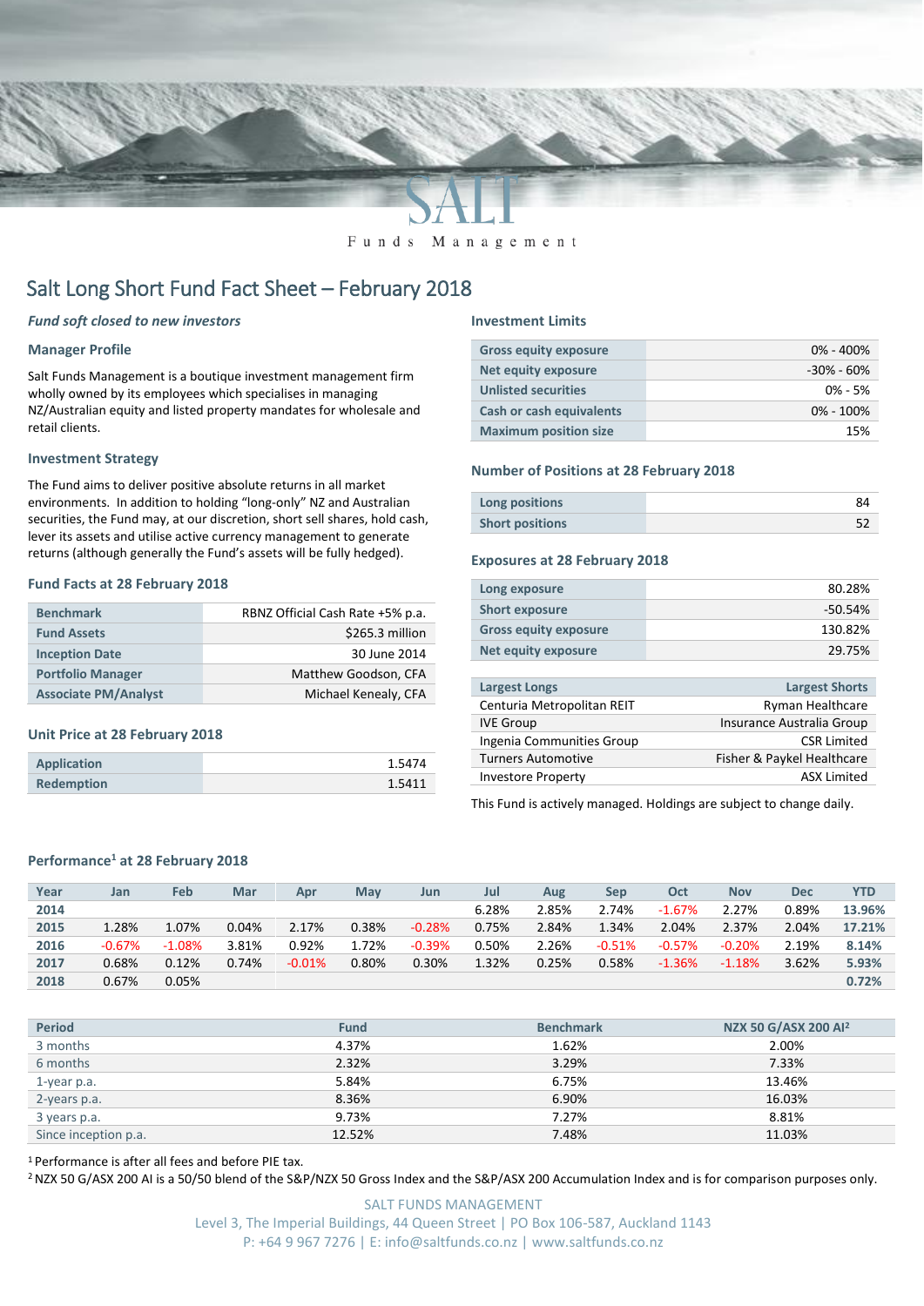SALT

Funds Management

# Salt Long Short Fund Fact Sheet – February 2018

*Fund soft closed to new investors*

### Manager Profile

Salt Funds Management is a boutique investment management firm wholly owned by its employees which specialises in managing NZ/Australian equity and listed property mandates for wholesale and retail clients.

### Investment Strategy

The Fund aims to deliver positive absolute returns in all market environments. In addition to holding "long-only" NZ and Australian securities, the Fund may, at our discretion, short sell shares, hold cash, lever its assets and utilise active currency management to generate returns (although generally the Fund's assets will be fully hedged).

### Fund Facts at 28 February 2018

| | |
|---|---|
| Benchmark | RBNZ Official Cash Rate +5% p.a. |
| Fund Assets | $265.3 million |
| Inception Date | 30 June 2014 |
| Portfolio Manager | Matthew Goodson, CFA |
| Associate PM/Analyst | Michael Kenealy, CFA |

### Unit Price at 28 February 2018

| | |
|---|---|
| Application | 1.5474 |
| Redemption | 1.5411 |

### Investment Limits

| | |
|---|---|
| Gross equity exposure | 0% - 400% |
| Net equity exposure | -30% - 60% |
| Unlisted securities | 0% - 5% |
| Cash or cash equivalents | 0% - 100% |
| Maximum position size | 15% |

### Number of Positions at 28 February 2018

| | |
|---|---|
| Long positions | 84 |
| Short positions | 52 |

### Exposures at 28 February 2018

| | |
|---|---|
| Long exposure | 80.28% |
| Short exposure | -50.54% |
| Gross equity exposure | 130.82% |
| Net equity exposure | 29.75% |

| Largest Longs | Largest Shorts |
|---|---|
| Centuria Metropolitan REIT | Ryman Healthcare |
| IVE Group | Insurance Australia Group |
| Ingenia Communities Group | CSR Limited |
| Turners Automotive | Fisher & Paykel Healthcare |
| Investore Property | ASX Limited |

This Fund is actively managed. Holdings are subject to change daily.

### Performance[1] at 28 February 2018

| Year | Jan | Feb | Mar | Apr | May | Jun | Jul | Aug | Sep | Oct | Nov | Dec | YTD |
|---|---|---|---|---|---|---|---|---|---|---|---|---|---|
| 2014 | | | | | | | 6.28% | 2.85% | 2.74% | -1.67% | 2.27% | 0.89% | 13.96% |
| 2015 | 1.28% | 1.07% | 0.04% | 2.17% | 0.38% | -0.28% | 0.75% | 2.84% | 1.34% | 2.04% | 2.37% | 2.04% | 17.21% |
| 2016 | -0.67% | -1.08% | 3.81% | 0.92% | 1.72% | -0.39% | 0.50% | 2.26% | -0.51% | -0.57% | -0.20% | 2.19% | 8.14% |
| 2017 | 0.68% | 0.12% | 0.74% | -0.01% | 0.80% | 0.30% | 1.32% | 0.25% | 0.58% | -1.36% | -1.18% | 3.62% | 5.93% |
| 2018 | 0.67% | 0.05% | | | | | | | | | | | 0.72% |

| Period | Fund | Benchmark | NZX 50 G/ASX 200 AI[2] |
|---|---|---|---|
| 3 months | 4.37% | 1.62% | 2.00% |
| 6 months | 2.32% | 3.29% | 7.33% |
| 1-year p.a. | 5.84% | 6.75% | 13.46% |
| 2-years p.a. | 8.36% | 6.90% | 16.03% |
| 3 years p.a. | 9.73% | 7.27% | 8.81% |
| Since inception p.a. | 12.52% | 7.48% | 11.03% |

[1] Performance is after all fees and before PIE tax.

[2] NZX 50 G/ASX 200 AI is a 50/50 blend of the S&P/NZX 50 Gross Index and the S&P/ASX 200 Accumulation Index and is for comparison purposes only.

SALT FUNDS MANAGEMENT
Level 3, The Imperial Buildings, 44 Queen Street | PO Box 106-587, Auckland 1143
P: +64 9 967 7276 | E: info@saltfunds.co.nz | www.saltfunds.co.nz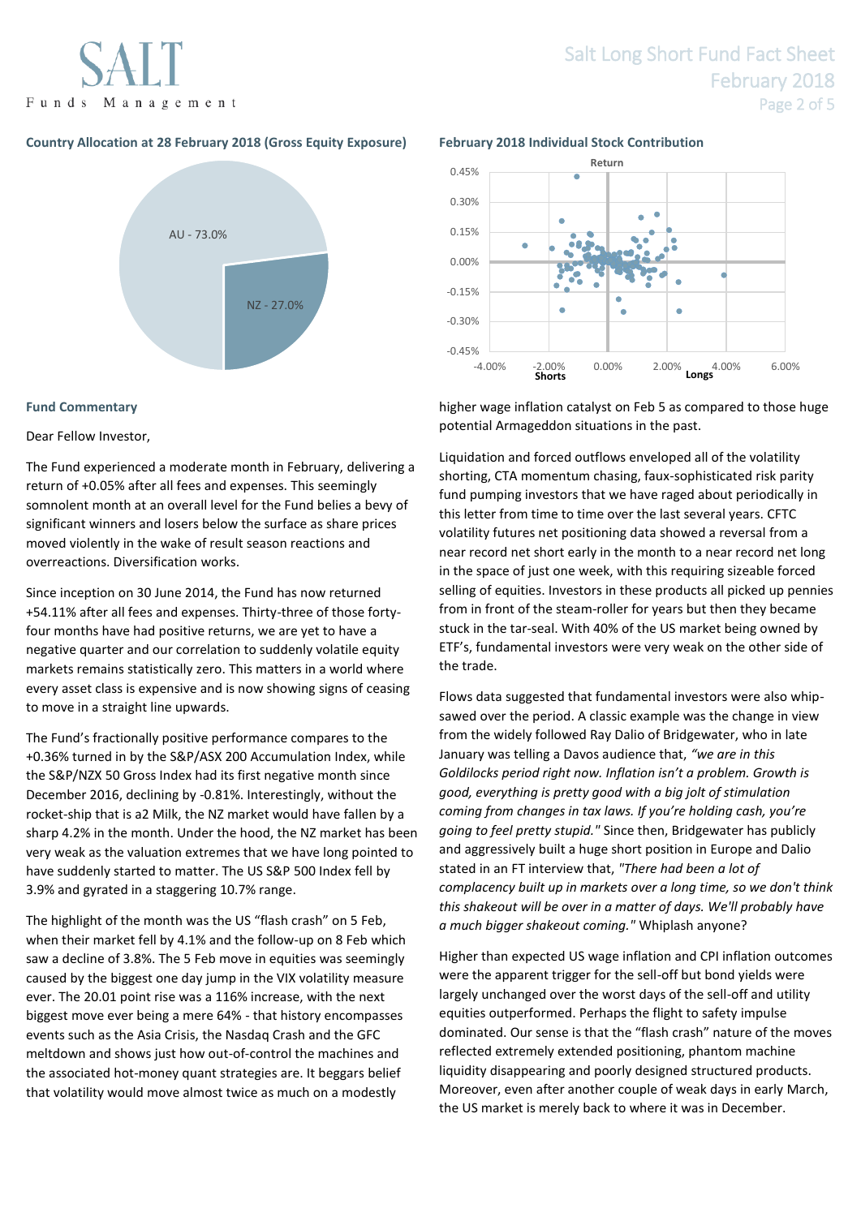### Country Allocation at 28 February 2018 (Gross Equity Exposure)

AU - 73.0%

NZ - 27.0%

### February 2018 Individual Stock Contribution

### Fund Commentary

Dear Fellow Investor,

The Fund experienced a moderate month in February, delivering a return of +0.05% after all fees and expenses. This seemingly somnolent month at an overall level for the Fund belies a bevy of significant winners and losers below the surface as share prices moved violently in the wake of result season reactions and overreactions. Diversification works.

Since inception on 30 June 2014, the Fund has now returned +54.11% after all fees and expenses. Thirty-three of those forty-four months have had positive returns, we are yet to have a negative quarter and our correlation to suddenly volatile equity markets remains statistically zero. This matters in a world where every asset class is expensive and is now showing signs of ceasing to move in a straight line upwards.

The Fund's fractionally positive performance compares to the +0.36% turned in by the S&P/ASX 200 Accumulation Index, while the S&P/NZX 50 Gross Index had its first negative month since December 2016, declining by -0.81%. Interestingly, without the rocket-ship that is a2 Milk, the NZ market would have fallen by a sharp 4.2% in the month. Under the hood, the NZ market has been very weak as the valuation extremes that we have long pointed to have suddenly started to matter. The US S&P 500 Index fell by 3.9% and gyrated in a staggering 10.7% range.

The highlight of the month was the US "flash crash" on 5 Feb, when their market fell by 4.1% and the follow-up on 8 Feb which saw a decline of 3.8%. The 5 Feb move in equities was seemingly caused by the biggest one day jump in the VIX volatility measure ever. The 20.01 point rise was a 116% increase, with the next biggest move ever being a mere 64% - that history encompasses events such as the Asia Crisis, the Nasdaq Crash and the GFC meltdown and shows just how out-of-control the machines and the associated hot-money quant strategies are. It beggars belief that volatility would move almost twice as much on a modestly higher wage inflation catalyst on Feb 5 as compared to those huge potential Armageddon situations in the past.

Liquidation and forced outflows enveloped all of the volatility shorting, CTA momentum chasing, faux-sophisticated risk parity fund pumping investors that we have raged about periodically in this letter from time to time over the last several years. CFTC volatility futures net positioning data showed a reversal from a near record net short early in the month to a near record net long in the space of just one week, with this requiring sizeable forced selling of equities. Investors in these products all picked up pennies from in front of the steam-roller for years but then they became stuck in the tar-seal. With 40% of the US market being owned by ETF's, fundamental investors were very weak on the other side of the trade.

Flows data suggested that fundamental investors were also whip-sawed over the period. A classic example was the change in view from the widely followed Ray Dalio of Bridgewater, who in late January was telling a Davos audience that, *"we are in this Goldilocks period right now. Inflation isn't a problem. Growth is good, everything is pretty good with a big jolt of stimulation coming from changes in tax laws. If you're holding cash, you're going to feel pretty stupid."* Since then, Bridgewater has publicly and aggressively built a huge short position in Europe and Dalio stated in an FT interview that, *"There had been a lot of complacency built up in markets over a long time, so we don't think this shakeout will be over in a matter of days. We'll probably have a much bigger shakeout coming."* Whiplash anyone?

Higher than expected US wage inflation and CPI inflation outcomes were the apparent trigger for the sell-off but bond yields were largely unchanged over the worst days of the sell-off and utility equities outperformed. Perhaps the flight to safety impulse dominated. Our sense is that the "flash crash" nature of the moves reflected extremely extended positioning, phantom machine liquidity disappearing and poorly designed structured products. Moreover, even after another couple of weak days in early March, the US market is merely back to where it was in December.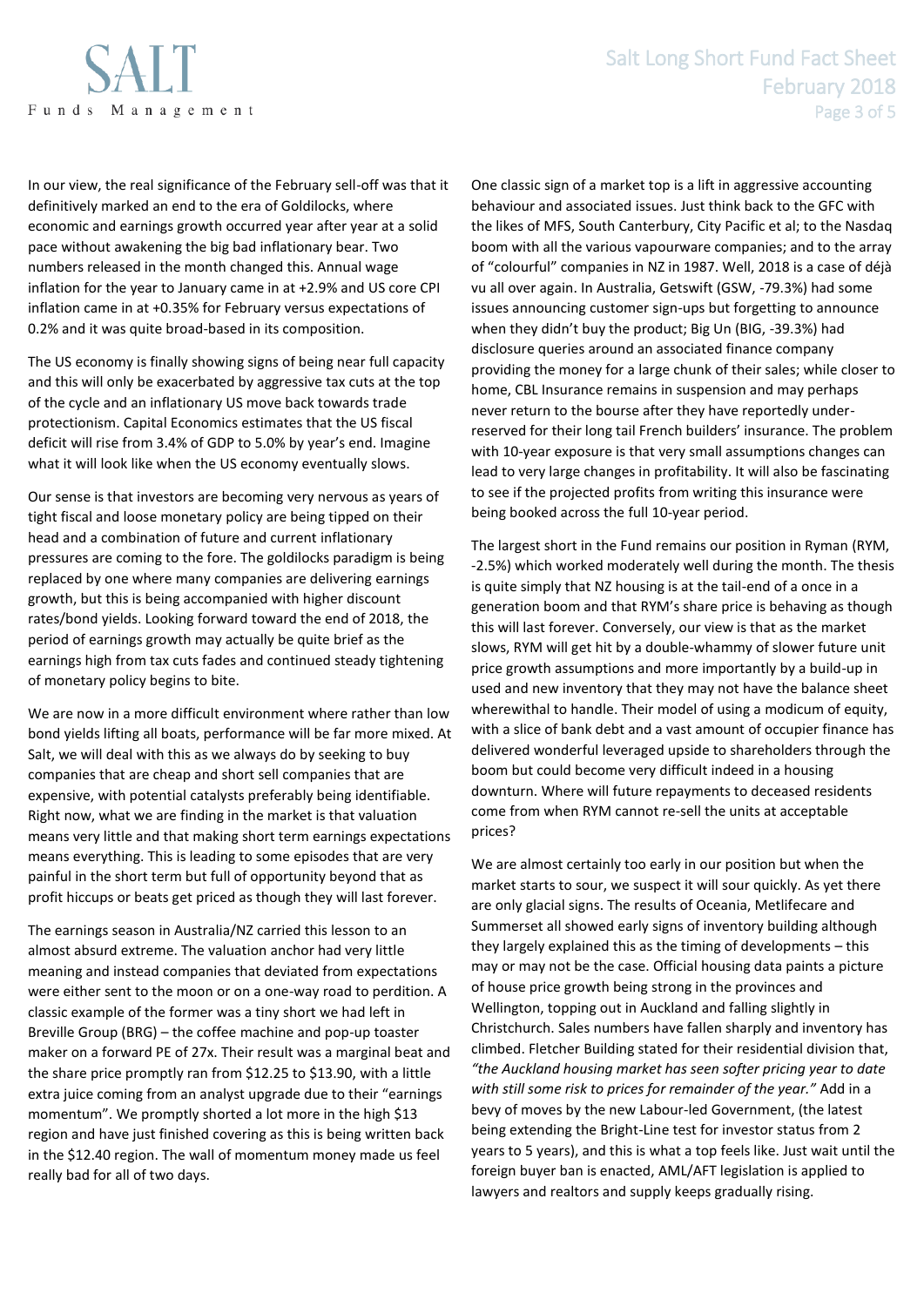In our view, the real significance of the February sell-off was that it definitively marked an end to the era of Goldilocks, where economic and earnings growth occurred year after year at a solid pace without awakening the big bad inflationary bear. Two numbers released in the month changed this. Annual wage inflation for the year to January came in at +2.9% and US core CPI inflation came in at +0.35% for February versus expectations of 0.2% and it was quite broad-based in its composition.

The US economy is finally showing signs of being near full capacity and this will only be exacerbated by aggressive tax cuts at the top of the cycle and an inflationary US move back towards trade protectionism. Capital Economics estimates that the US fiscal deficit will rise from 3.4% of GDP to 5.0% by year's end. Imagine what it will look like when the US economy eventually slows.

Our sense is that investors are becoming very nervous as years of tight fiscal and loose monetary policy are being tipped on their head and a combination of future and current inflationary pressures are coming to the fore. The goldilocks paradigm is being replaced by one where many companies are delivering earnings growth, but this is being accompanied with higher discount rates/bond yields. Looking forward toward the end of 2018, the period of earnings growth may actually be quite brief as the earnings high from tax cuts fades and continued steady tightening of monetary policy begins to bite.

We are now in a more difficult environment where rather than low bond yields lifting all boats, performance will be far more mixed. At Salt, we will deal with this as we always do by seeking to buy companies that are cheap and short sell companies that are expensive, with potential catalysts preferably being identifiable. Right now, what we are finding in the market is that valuation means very little and that making short term earnings expectations means everything. This is leading to some episodes that are very painful in the short term but full of opportunity beyond that as profit hiccups or beats get priced as though they will last forever.

The earnings season in Australia/NZ carried this lesson to an almost absurd extreme. The valuation anchor had very little meaning and instead companies that deviated from expectations were either sent to the moon or on a one-way road to perdition. A classic example of the former was a tiny short we had left in Breville Group (BRG) – the coffee machine and pop-up toaster maker on a forward PE of 27x. Their result was a marginal beat and the share price promptly ran from $12.25 to $13.90, with a little extra juice coming from an analyst upgrade due to their "earnings momentum". We promptly shorted a lot more in the high $13 region and have just finished covering as this is being written back in the $12.40 region. The wall of momentum money made us feel really bad for all of two days.

One classic sign of a market top is a lift in aggressive accounting behaviour and associated issues. Just think back to the GFC with the likes of MFS, South Canterbury, City Pacific et al; to the Nasdaq boom with all the various vapourware companies; and to the array of "colourful" companies in NZ in 1987. Well, 2018 is a case of déjà vu all over again. In Australia, Getswift (GSW, -79.3%) had some issues announcing customer sign-ups but forgetting to announce when they didn't buy the product; Big Un (BIG, -39.3%) had disclosure queries around an associated finance company providing the money for a large chunk of their sales; while closer to home, CBL Insurance remains in suspension and may perhaps never return to the bourse after they have reportedly under-reserved for their long tail French builders' insurance. The problem with 10-year exposure is that very small assumptions changes can lead to very large changes in profitability. It will also be fascinating to see if the projected profits from writing this insurance were being booked across the full 10-year period.

The largest short in the Fund remains our position in Ryman (RYM, -2.5%) which worked moderately well during the month. The thesis is quite simply that NZ housing is at the tail-end of a once in a generation boom and that RYM's share price is behaving as though this will last forever. Conversely, our view is that as the market slows, RYM will get hit by a double-whammy of slower future unit price growth assumptions and more importantly by a build-up in used and new inventory that they may not have the balance sheet wherewithal to handle. Their model of using a modicum of equity, with a slice of bank debt and a vast amount of occupier finance has delivered wonderful leveraged upside to shareholders through the boom but could become very difficult indeed in a housing downturn. Where will future repayments to deceased residents come from when RYM cannot re-sell the units at acceptable prices?

We are almost certainly too early in our position but when the market starts to sour, we suspect it will sour quickly. As yet there are only glacial signs. The results of Oceania, Metlifecare and Summerset all showed early signs of inventory building although they largely explained this as the timing of developments – this may or may not be the case. Official housing data paints a picture of house price growth being strong in the provinces and Wellington, topping out in Auckland and falling slightly in Christchurch. Sales numbers have fallen sharply and inventory has climbed. Fletcher Building stated for their residential division that, *"the Auckland housing market has seen softer pricing year to date with still some risk to prices for remainder of the year."* Add in a bevy of moves by the new Labour-led Government, (the latest being extending the Bright-Line test for investor status from 2 years to 5 years), and this is what a top feels like. Just wait until the foreign buyer ban is enacted, AML/AFT legislation is applied to lawyers and realtors and supply keeps gradually rising.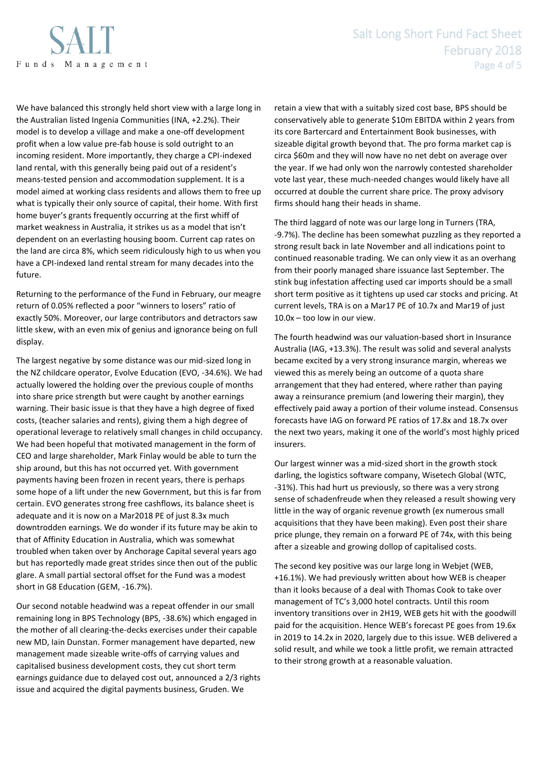We have balanced this strongly held short view with a large long in the Australian listed Ingenia Communities (INA, +2.2%). Their model is to develop a village and make a one-off development profit when a low value pre-fab house is sold outright to an incoming resident. More importantly, they charge a CPI-indexed land rental, with this generally being paid out of a resident's means-tested pension and accommodation supplement. It is a model aimed at working class residents and allows them to free up what is typically their only source of capital, their home. With first home buyer's grants frequently occurring at the first whiff of market weakness in Australia, it strikes us as a model that isn't dependent on an everlasting housing boom. Current cap rates on the land are circa 8%, which seem ridiculously high to us when you have a CPI-indexed land rental stream for many decades into the future.

Returning to the performance of the Fund in February, our meagre return of 0.05% reflected a poor "winners to losers" ratio of exactly 50%. Moreover, our large contributors and detractors saw little skew, with an even mix of genius and ignorance being on full display.

The largest negative by some distance was our mid-sized long in the NZ childcare operator, Evolve Education (EVO, -34.6%). We had actually lowered the holding over the previous couple of months into share price strength but were caught by another earnings warning. Their basic issue is that they have a high degree of fixed costs, (teacher salaries and rents), giving them a high degree of operational leverage to relatively small changes in child occupancy. We had been hopeful that motivated management in the form of CEO and large shareholder, Mark Finlay would be able to turn the ship around, but this has not occurred yet. With government payments having been frozen in recent years, there is perhaps some hope of a lift under the new Government, but this is far from certain. EVO generates strong free cashflows, its balance sheet is adequate and it is now on a Mar2018 PE of just 8.3x much downtrodden earnings. We do wonder if its future may be akin to that of Affinity Education in Australia, which was somewhat troubled when taken over by Anchorage Capital several years ago but has reportedly made great strides since then out of the public glare. A small partial sectoral offset for the Fund was a modest short in G8 Education (GEM, -16.7%).

Our second notable headwind was a repeat offender in our small remaining long in BPS Technology (BPS, -38.6%) which engaged in the mother of all clearing-the-decks exercises under their capable new MD, Iain Dunstan. Former management have departed, new management made sizeable write-offs of carrying values and capitalised business development costs, they cut short term earnings guidance due to delayed cost out, announced a 2/3 rights issue and acquired the digital payments business, Gruden. We retain a view that with a suitably sized cost base, BPS should be conservatively able to generate \$10m EBITDA within 2 years from its core Bartercard and Entertainment Book businesses, with sizeable digital growth beyond that. The pro forma market cap is circa \$60m and they will now have no net debt on average over the year. If we had only won the narrowly contested shareholder vote last year, these much-needed changes would likely have all occurred at double the current share price. The proxy advisory firms should hang their heads in shame.

The third laggard of note was our large long in Turners (TRA, -9.7%). The decline has been somewhat puzzling as they reported a strong result back in late November and all indications point to continued reasonable trading. We can only view it as an overhang from their poorly managed share issuance last September. The stink bug infestation affecting used car imports should be a small short term positive as it tightens up used car stocks and pricing. At current levels, TRA is on a Mar17 PE of 10.7x and Mar19 of just 10.0x – too low in our view.

The fourth headwind was our valuation-based short in Insurance Australia (IAG, +13.3%). The result was solid and several analysts became excited by a very strong insurance margin, whereas we viewed this as merely being an outcome of a quota share arrangement that they had entered, where rather than paying away a reinsurance premium (and lowering their margin), they effectively paid away a portion of their volume instead. Consensus forecasts have IAG on forward PE ratios of 17.8x and 18.7x over the next two years, making it one of the world's most highly priced insurers.

Our largest winner was a mid-sized short in the growth stock darling, the logistics software company, Wisetech Global (WTC, -31%). This had hurt us previously, so there was a very strong sense of schadenfreude when they released a result showing very little in the way of organic revenue growth (ex numerous small acquisitions that they have been making). Even post their share price plunge, they remain on a forward PE of 74x, with this being after a sizeable and growing dollop of capitalised costs.

The second key positive was our large long in Webjet (WEB, +16.1%). We had previously written about how WEB is cheaper than it looks because of a deal with Thomas Cook to take over management of TC's 3,000 hotel contracts. Until this room inventory transitions over in 2H19, WEB gets hit with the goodwill paid for the acquisition. Hence WEB's forecast PE goes from 19.6x in 2019 to 14.2x in 2020, largely due to this issue. WEB delivered a solid result, and while we took a little profit, we remain attracted to their strong growth at a reasonable valuation.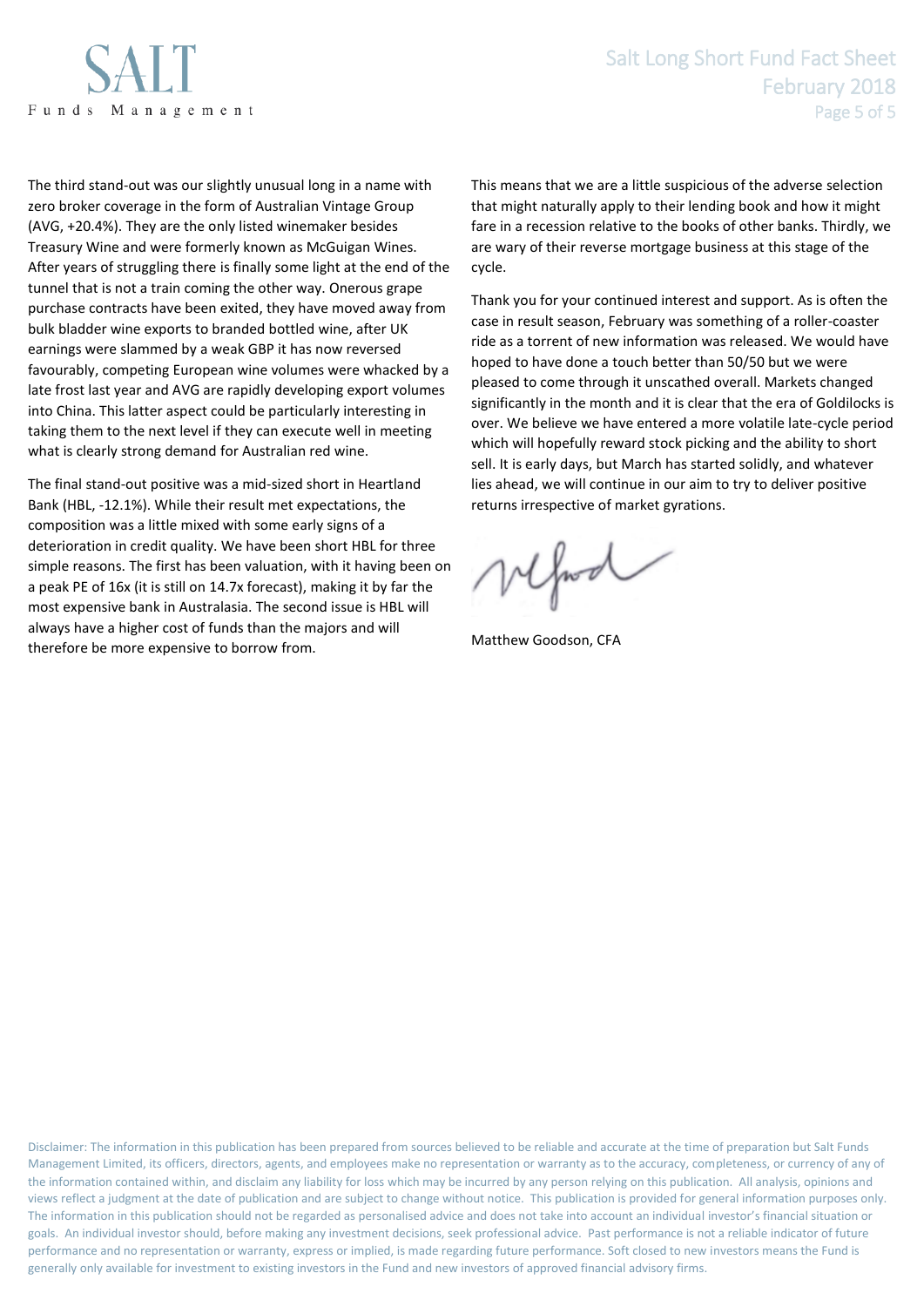The third stand-out was our slightly unusual long in a name with zero broker coverage in the form of Australian Vintage Group (AVG, +20.4%). They are the only listed winemaker besides Treasury Wine and were formerly known as McGuigan Wines. After years of struggling there is finally some light at the end of the tunnel that is not a train coming the other way. Onerous grape purchase contracts have been exited, they have moved away from bulk bladder wine exports to branded bottled wine, after UK earnings were slammed by a weak GBP it has now reversed favourably, competing European wine volumes were whacked by a late frost last year and AVG are rapidly developing export volumes into China. This latter aspect could be particularly interesting in taking them to the next level if they can execute well in meeting what is clearly strong demand for Australian red wine.

The final stand-out positive was a mid-sized short in Heartland Bank (HBL, -12.1%). While their result met expectations, the composition was a little mixed with some early signs of a deterioration in credit quality. We have been short HBL for three simple reasons. The first has been valuation, with it having been on a peak PE of 16x (it is still on 14.7x forecast), making it by far the most expensive bank in Australasia. The second issue is HBL will always have a higher cost of funds than the majors and will therefore be more expensive to borrow from. This means that we are a little suspicious of the adverse selection that might naturally apply to their lending book and how it might fare in a recession relative to the books of other banks. Thirdly, we are wary of their reverse mortgage business at this stage of the cycle.

Thank you for your continued interest and support. As is often the case in result season, February was something of a roller-coaster ride as a torrent of new information was released. We would have hoped to have done a touch better than 50/50 but we were pleased to come through it unscathed overall. Markets changed significantly in the month and it is clear that the era of Goldilocks is over. We believe we have entered a more volatile late-cycle period which will hopefully reward stock picking and the ability to short sell. It is early days, but March has started solidly, and whatever lies ahead, we will continue in our aim to try to deliver positive returns irrespective of market gyrations.

Matthew Goodson, CFA

Disclaimer: The information in this publication has been prepared from sources believed to be reliable and accurate at the time of preparation but Salt Funds Management Limited, its officers, directors, agents, and employees make no representation or warranty as to the accuracy, completeness, or currency of any of the information contained within, and disclaim any liability for loss which may be incurred by any person relying on this publication. All analysis, opinions and views reflect a judgment at the date of publication and are subject to change without notice. This publication is provided for general information purposes only. The information in this publication should not be regarded as personalised advice and does not take into account an individual investor's financial situation or goals. An individual investor should, before making any investment decisions, seek professional advice. Past performance is not a reliable indicator of future performance and no representation or warranty, express or implied, is made regarding future performance. Soft closed to new investors means the Fund is generally only available for investment to existing investors in the Fund and new investors of approved financial advisory firms.